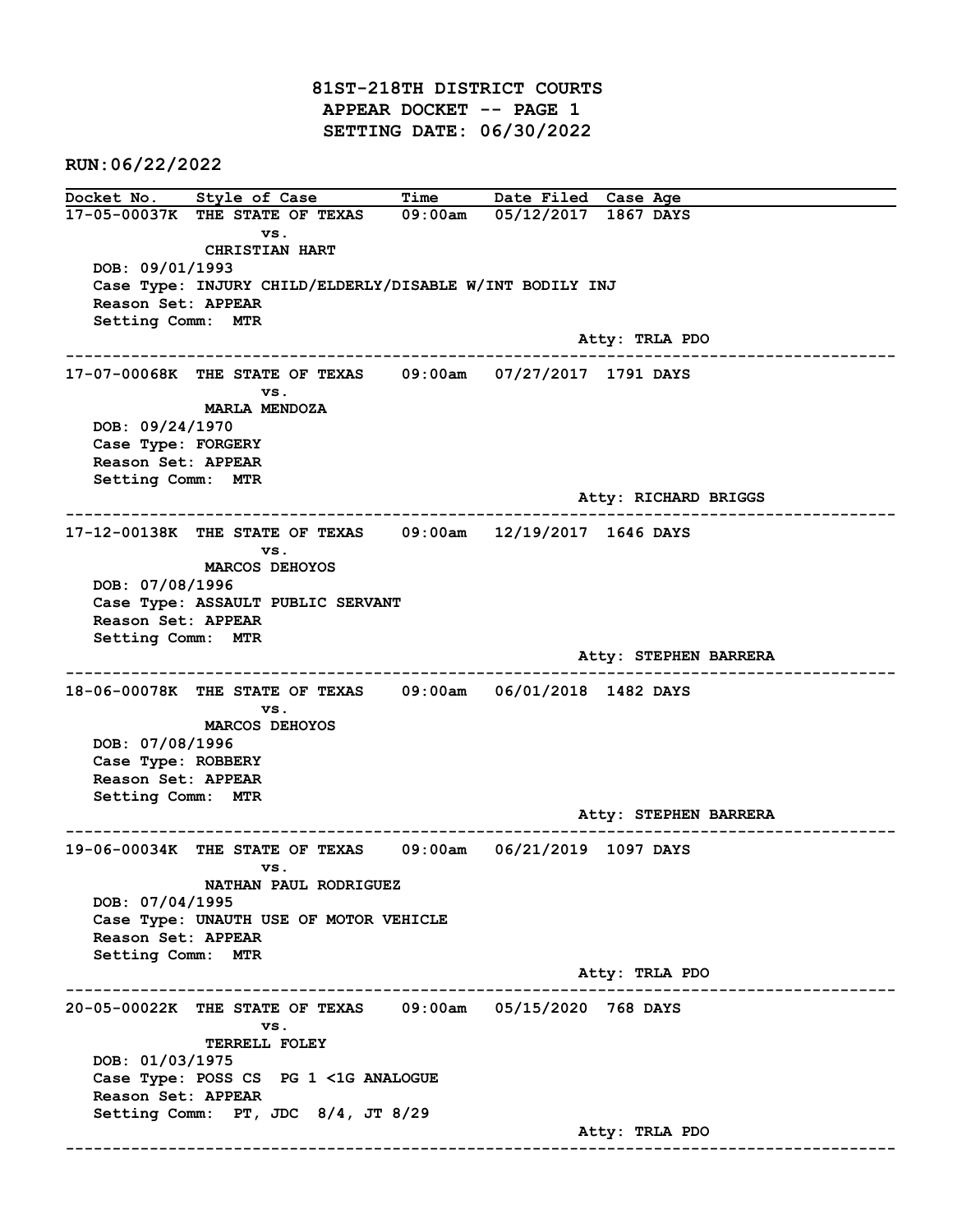# 81ST-218TH DISTRICT COURTS
## APPEAR DOCKET -- PAGE 1
## SETTING DATE: 06/30/2022

**RUN:06/22/2022**

| Docket No. | Style of Case | Time | Date Filed | Case Age |
|---|---|---|---|---|

**17-05-00037K** THE STATE OF TEXAS vs. CHRISTIAN HART — 09:00am — 05/12/2017 — 1867 DAYS

DOB: 09/01/1993
Case Type: INJURY CHILD/ELDERLY/DISABLE W/INT BODILY INJ
Reason Set: APPEAR
Setting Comm: MTR
Atty: TRLA PDO

---

**17-07-00068K** THE STATE OF TEXAS vs. MARLA MENDOZA — 09:00am — 07/27/2017 — 1791 DAYS

DOB: 09/24/1970
Case Type: FORGERY
Reason Set: APPEAR
Setting Comm: MTR
Atty: RICHARD BRIGGS

---

**17-12-00138K** THE STATE OF TEXAS vs. MARCOS DEHOYOS — 09:00am — 12/19/2017 — 1646 DAYS

DOB: 07/08/1996
Case Type: ASSAULT PUBLIC SERVANT
Reason Set: APPEAR
Setting Comm: MTR
Atty: STEPHEN BARRERA

---

**18-06-00078K** THE STATE OF TEXAS vs. MARCOS DEHOYOS — 09:00am — 06/01/2018 — 1482 DAYS

DOB: 07/08/1996
Case Type: ROBBERY
Reason Set: APPEAR
Setting Comm: MTR
Atty: STEPHEN BARRERA

---

**19-06-00034K** THE STATE OF TEXAS vs. NATHAN PAUL RODRIGUEZ — 09:00am — 06/21/2019 — 1097 DAYS

DOB: 07/04/1995
Case Type: UNAUTH USE OF MOTOR VEHICLE
Reason Set: APPEAR
Setting Comm: MTR
Atty: TRLA PDO

---

**20-05-00022K** THE STATE OF TEXAS vs. TERRELL FOLEY — 09:00am — 05/15/2020 — 768 DAYS

DOB: 01/03/1975
Case Type: POSS CS PG 1 <1G ANALOGUE
Reason Set: APPEAR
Setting Comm: PT, JDC 8/4, JT 8/29
Atty: TRLA PDO

---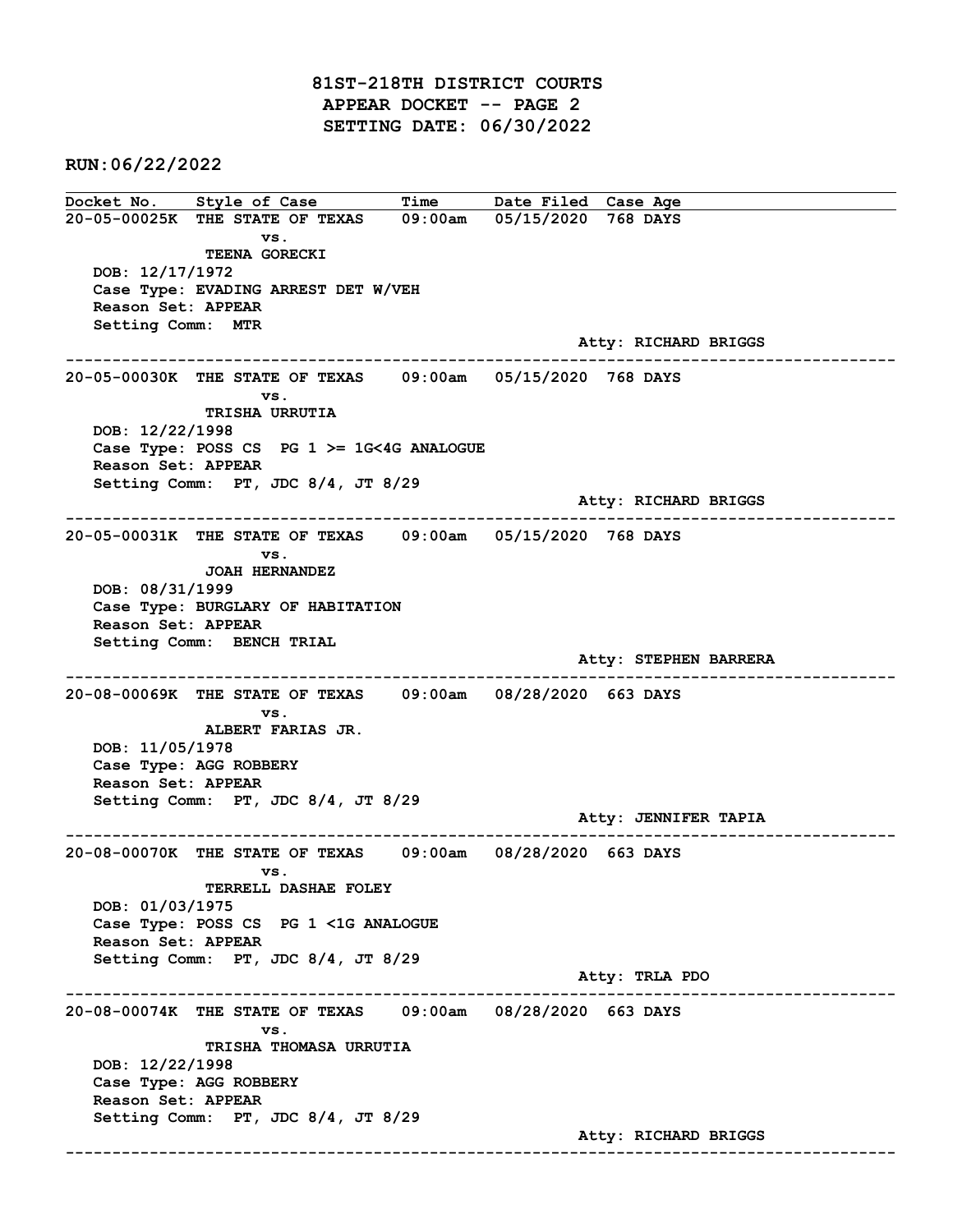# 81ST-218TH DISTRICT COURTS

## APPEAR DOCKET -- PAGE 2

## SETTING DATE: 06/30/2022

**RUN:06/22/2022**

| Docket No. | Style of Case | Time | Date Filed | Case Age |
|---|---|---|---|---|

**20-05-00025K** THE STATE OF TEXAS vs. TEENA GORECKI — 09:00am — 05/15/2020 — 768 DAYS

DOB: 12/17/1972
Case Type: EVADING ARREST DET W/VEH
Reason Set: APPEAR
Setting Comm: MTR
Atty: RICHARD BRIGGS

---

**20-05-00030K** THE STATE OF TEXAS vs. TRISHA URRUTIA — 09:00am — 05/15/2020 — 768 DAYS

DOB: 12/22/1998
Case Type: POSS CS PG 1 >= 1G<4G ANALOGUE
Reason Set: APPEAR
Setting Comm: PT, JDC 8/4, JT 8/29
Atty: RICHARD BRIGGS

---

**20-05-00031K** THE STATE OF TEXAS vs. JOAH HERNANDEZ — 09:00am — 05/15/2020 — 768 DAYS

DOB: 08/31/1999
Case Type: BURGLARY OF HABITATION
Reason Set: APPEAR
Setting Comm: BENCH TRIAL
Atty: STEPHEN BARRERA

---

**20-08-00069K** THE STATE OF TEXAS vs. ALBERT FARIAS JR. — 09:00am — 08/28/2020 — 663 DAYS

DOB: 11/05/1978
Case Type: AGG ROBBERY
Reason Set: APPEAR
Setting Comm: PT, JDC 8/4, JT 8/29
Atty: JENNIFER TAPIA

---

**20-08-00070K** THE STATE OF TEXAS vs. TERRELL DASHAE FOLEY — 09:00am — 08/28/2020 — 663 DAYS

DOB: 01/03/1975
Case Type: POSS CS PG 1 <1G ANALOGUE
Reason Set: APPEAR
Setting Comm: PT, JDC 8/4, JT 8/29
Atty: TRLA PDO

---

**20-08-00074K** THE STATE OF TEXAS vs. TRISHA THOMASA URRUTIA — 09:00am — 08/28/2020 — 663 DAYS

DOB: 12/22/1998
Case Type: AGG ROBBERY
Reason Set: APPEAR
Setting Comm: PT, JDC 8/4, JT 8/29
Atty: RICHARD BRIGGS

---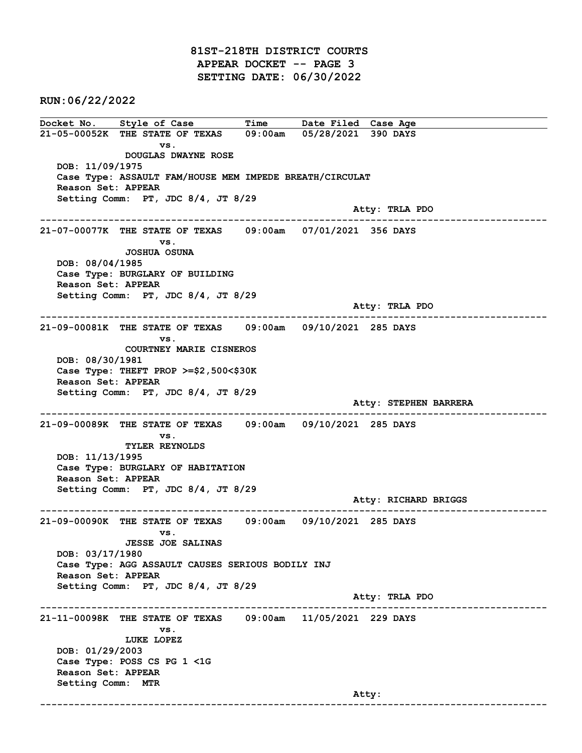# 81ST-218TH DISTRICT COURTS
## APPEAR DOCKET -- PAGE 3
## SETTING DATE: 06/30/2022

**RUN:06/22/2022**

| Docket No. | Style of Case | Time | Date Filed | Case Age |
|---|---|---|---|---|

---

**21-05-00052K** THE STATE OF TEXAS vs. DOUGLAS DWAYNE ROSE — 09:00am — 05/28/2021 — 390 DAYS

DOB: 11/09/1975
Case Type: ASSAULT FAM/HOUSE MEM IMPEDE BREATH/CIRCULAT
Reason Set: APPEAR
Setting Comm: PT, JDC 8/4, JT 8/29
Atty: TRLA PDO

---

**21-07-00077K** THE STATE OF TEXAS vs. JOSHUA OSUNA — 09:00am — 07/01/2021 — 356 DAYS

DOB: 08/04/1985
Case Type: BURGLARY OF BUILDING
Reason Set: APPEAR
Setting Comm: PT, JDC 8/4, JT 8/29
Atty: TRLA PDO

---

**21-09-00081K** THE STATE OF TEXAS vs. COURTNEY MARIE CISNEROS — 09:00am — 09/10/2021 — 285 DAYS

DOB: 08/30/1981
Case Type: THEFT PROP >=$2,500<$30K
Reason Set: APPEAR
Setting Comm: PT, JDC 8/4, JT 8/29
Atty: STEPHEN BARRERA

---

**21-09-00089K** THE STATE OF TEXAS vs. TYLER REYNOLDS — 09:00am — 09/10/2021 — 285 DAYS

DOB: 11/13/1995
Case Type: BURGLARY OF HABITATION
Reason Set: APPEAR
Setting Comm: PT, JDC 8/4, JT 8/29
Atty: RICHARD BRIGGS

---

**21-09-00090K** THE STATE OF TEXAS vs. JESSE JOE SALINAS — 09:00am — 09/10/2021 — 285 DAYS

DOB: 03/17/1980
Case Type: AGG ASSAULT CAUSES SERIOUS BODILY INJ
Reason Set: APPEAR
Setting Comm: PT, JDC 8/4, JT 8/29
Atty: TRLA PDO

---

**21-11-00098K** THE STATE OF TEXAS vs. LUKE LOPEZ — 09:00am — 11/05/2021 — 229 DAYS

DOB: 01/29/2003
Case Type: POSS CS PG 1 <1G
Reason Set: APPEAR
Setting Comm: MTR
Atty:

---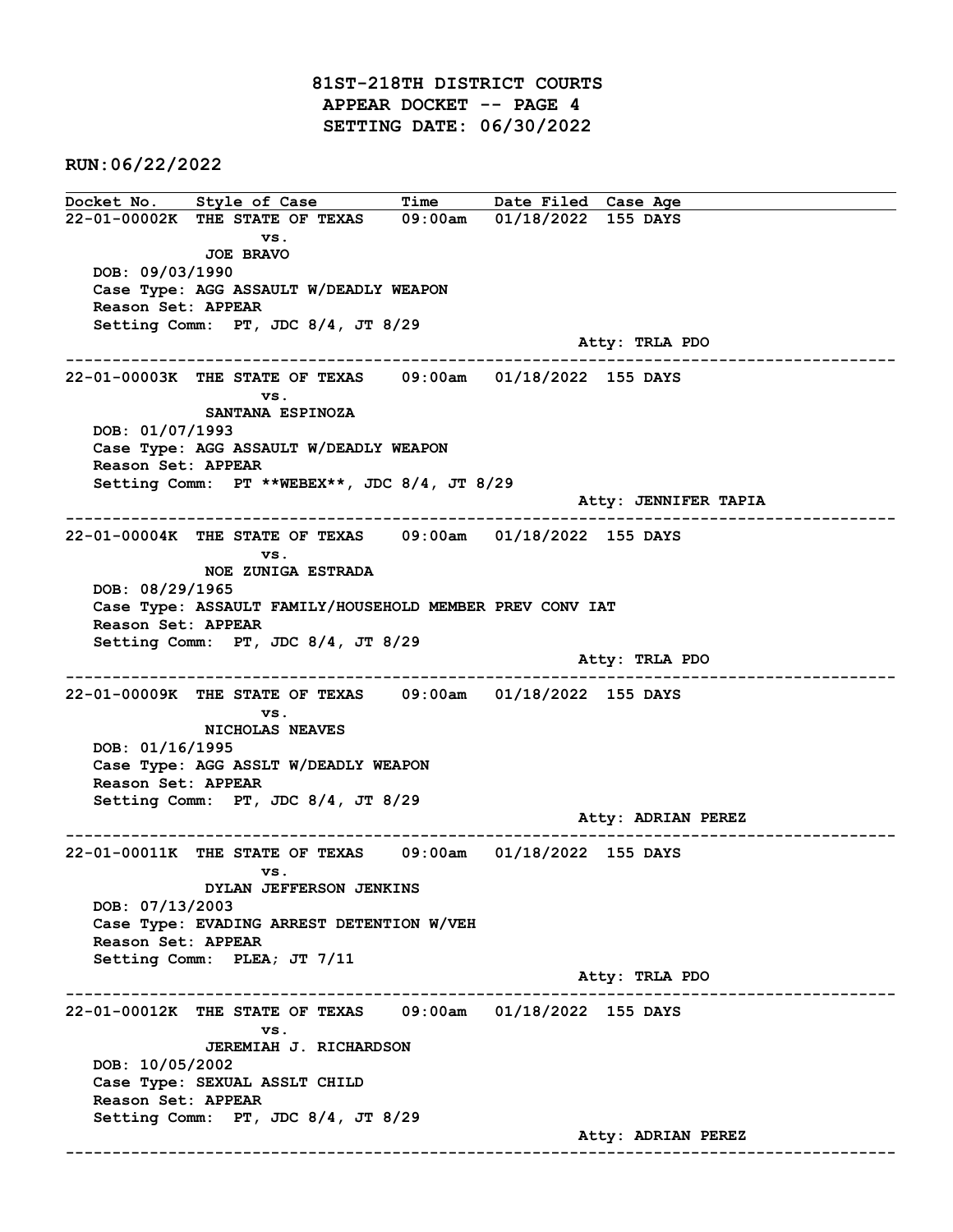# 81ST-218TH DISTRICT COURTS
## APPEAR DOCKET -- PAGE 4
## SETTING DATE: 06/30/2022

**RUN:06/22/2022**

| Docket No. | Style of Case | Time | Date Filed | Case Age |
|---|---|---|---|---|

---

**22-01-00002K** THE STATE OF TEXAS vs. JOE BRAVO — 09:00am — 01/18/2022 — 155 DAYS

DOB: 09/03/1990
Case Type: AGG ASSAULT W/DEADLY WEAPON
Reason Set: APPEAR
Setting Comm: PT, JDC 8/4, JT 8/29
Atty: TRLA PDO

---

**22-01-00003K** THE STATE OF TEXAS vs. SANTANA ESPINOZA — 09:00am — 01/18/2022 — 155 DAYS

DOB: 01/07/1993
Case Type: AGG ASSAULT W/DEADLY WEAPON
Reason Set: APPEAR
Setting Comm: PT **WEBEX**, JDC 8/4, JT 8/29
Atty: JENNIFER TAPIA

---

**22-01-00004K** THE STATE OF TEXAS vs. NOE ZUNIGA ESTRADA — 09:00am — 01/18/2022 — 155 DAYS

DOB: 08/29/1965
Case Type: ASSAULT FAMILY/HOUSEHOLD MEMBER PREV CONV IAT
Reason Set: APPEAR
Setting Comm: PT, JDC 8/4, JT 8/29
Atty: TRLA PDO

---

**22-01-00009K** THE STATE OF TEXAS vs. NICHOLAS NEAVES — 09:00am — 01/18/2022 — 155 DAYS

DOB: 01/16/1995
Case Type: AGG ASSLT W/DEADLY WEAPON
Reason Set: APPEAR
Setting Comm: PT, JDC 8/4, JT 8/29
Atty: ADRIAN PEREZ

---

**22-01-00011K** THE STATE OF TEXAS vs. DYLAN JEFFERSON JENKINS — 09:00am — 01/18/2022 — 155 DAYS

DOB: 07/13/2003
Case Type: EVADING ARREST DETENTION W/VEH
Reason Set: APPEAR
Setting Comm: PLEA; JT 7/11
Atty: TRLA PDO

---

**22-01-00012K** THE STATE OF TEXAS vs. JEREMIAH J. RICHARDSON — 09:00am — 01/18/2022 — 155 DAYS

DOB: 10/05/2002
Case Type: SEXUAL ASSLT CHILD
Reason Set: APPEAR
Setting Comm: PT, JDC 8/4, JT 8/29
Atty: ADRIAN PEREZ

---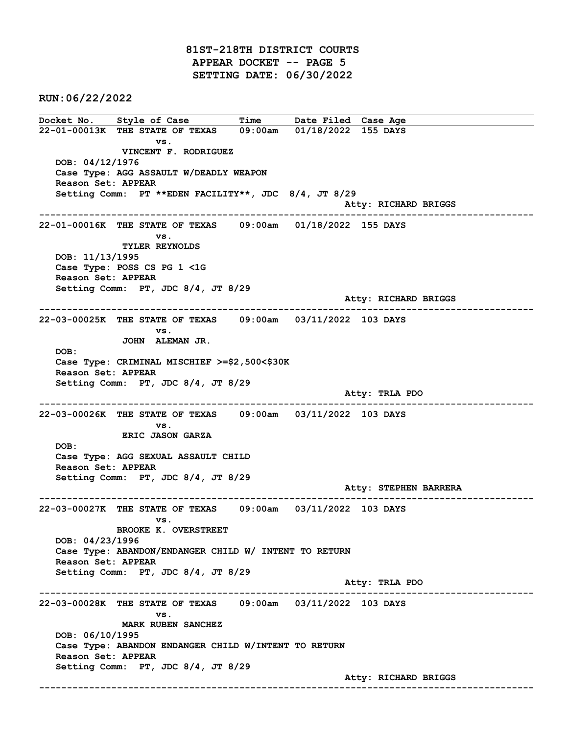# 81ST-218TH DISTRICT COURTS
## APPEAR DOCKET -- PAGE 5
## SETTING DATE: 06/30/2022

**RUN:06/22/2022**

| Docket No. | Style of Case | Time | Date Filed | Case Age |
|---|---|---|---|---|

**22-01-00013K** THE STATE OF TEXAS vs. VINCENT F. RODRIGUEZ — 09:00am — 01/18/2022 — 155 DAYS

DOB: 04/12/1976
Case Type: AGG ASSAULT W/DEADLY WEAPON
Reason Set: APPEAR
Setting Comm: PT **EDEN FACILITY**, JDC 8/4, JT 8/29
Atty: RICHARD BRIGGS

---

**22-01-00016K** THE STATE OF TEXAS vs. TYLER REYNOLDS — 09:00am — 01/18/2022 — 155 DAYS

DOB: 11/13/1995
Case Type: POSS CS PG 1 <1G
Reason Set: APPEAR
Setting Comm: PT, JDC 8/4, JT 8/29
Atty: RICHARD BRIGGS

---

**22-03-00025K** THE STATE OF TEXAS vs. JOHN ALEMAN JR. — 09:00am — 03/11/2022 — 103 DAYS

DOB:
Case Type: CRIMINAL MISCHIEF >=$2,500<$30K
Reason Set: APPEAR
Setting Comm: PT, JDC 8/4, JT 8/29
Atty: TRLA PDO

---

**22-03-00026K** THE STATE OF TEXAS vs. ERIC JASON GARZA — 09:00am — 03/11/2022 — 103 DAYS

DOB:
Case Type: AGG SEXUAL ASSAULT CHILD
Reason Set: APPEAR
Setting Comm: PT, JDC 8/4, JT 8/29
Atty: STEPHEN BARRERA

---

**22-03-00027K** THE STATE OF TEXAS vs. BROOKE K. OVERSTREET — 09:00am — 03/11/2022 — 103 DAYS

DOB: 04/23/1996
Case Type: ABANDON/ENDANGER CHILD W/ INTENT TO RETURN
Reason Set: APPEAR
Setting Comm: PT, JDC 8/4, JT 8/29
Atty: TRLA PDO

---

**22-03-00028K** THE STATE OF TEXAS vs. MARK RUBEN SANCHEZ — 09:00am — 03/11/2022 — 103 DAYS

DOB: 06/10/1995
Case Type: ABANDON ENDANGER CHILD W/INTENT TO RETURN
Reason Set: APPEAR
Setting Comm: PT, JDC 8/4, JT 8/29
Atty: RICHARD BRIGGS

---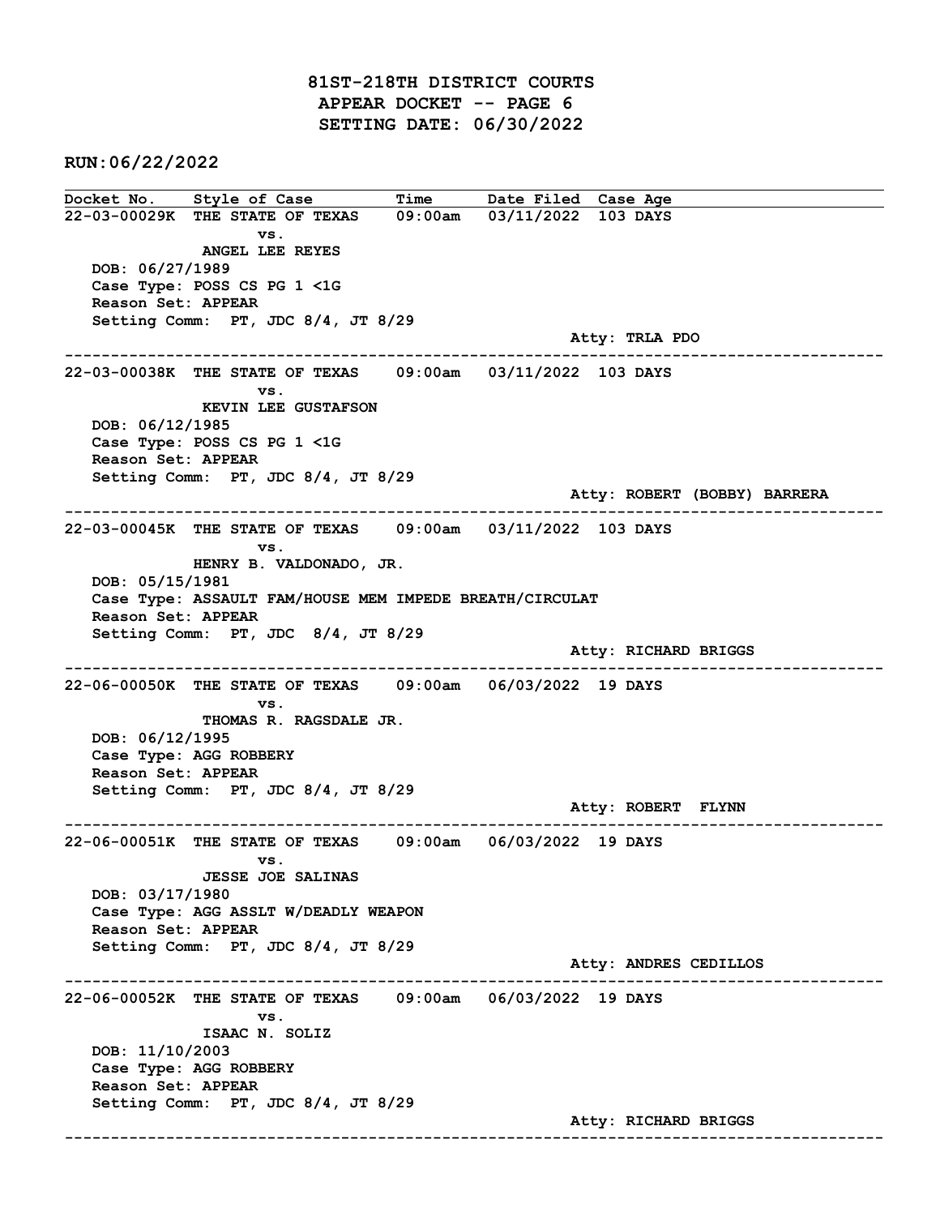# 81ST-218TH DISTRICT COURTS
## APPEAR DOCKET -- PAGE 6
## SETTING DATE: 06/30/2022

**RUN:06/22/2022**

| Docket No. | Style of Case | Time | Date Filed | Case Age |
|---|---|---|---|---|

**22-03-00029K** THE STATE OF TEXAS vs. ANGEL LEE REYES — 09:00am — 03/11/2022 — 103 DAYS
DOB: 06/27/1989
Case Type: POSS CS PG 1 <1G
Reason Set: APPEAR
Setting Comm: PT, JDC 8/4, JT 8/29
Atty: TRLA PDO

---

**22-03-00038K** THE STATE OF TEXAS vs. KEVIN LEE GUSTAFSON — 09:00am — 03/11/2022 — 103 DAYS
DOB: 06/12/1985
Case Type: POSS CS PG 1 <1G
Reason Set: APPEAR
Setting Comm: PT, JDC 8/4, JT 8/29
Atty: ROBERT (BOBBY) BARRERA

---

**22-03-00045K** THE STATE OF TEXAS vs. HENRY B. VALDONADO, JR. — 09:00am — 03/11/2022 — 103 DAYS
DOB: 05/15/1981
Case Type: ASSAULT FAM/HOUSE MEM IMPEDE BREATH/CIRCULAT
Reason Set: APPEAR
Setting Comm: PT, JDC 8/4, JT 8/29
Atty: RICHARD BRIGGS

---

**22-06-00050K** THE STATE OF TEXAS vs. THOMAS R. RAGSDALE JR. — 09:00am — 06/03/2022 — 19 DAYS
DOB: 06/12/1995
Case Type: AGG ROBBERY
Reason Set: APPEAR
Setting Comm: PT, JDC 8/4, JT 8/29
Atty: ROBERT FLYNN

---

**22-06-00051K** THE STATE OF TEXAS vs. JESSE JOE SALINAS — 09:00am — 06/03/2022 — 19 DAYS
DOB: 03/17/1980
Case Type: AGG ASSLT W/DEADLY WEAPON
Reason Set: APPEAR
Setting Comm: PT, JDC 8/4, JT 8/29
Atty: ANDRES CEDILLOS

---

**22-06-00052K** THE STATE OF TEXAS vs. ISAAC N. SOLIZ — 09:00am — 06/03/2022 — 19 DAYS
DOB: 11/10/2003
Case Type: AGG ROBBERY
Reason Set: APPEAR
Setting Comm: PT, JDC 8/4, JT 8/29
Atty: RICHARD BRIGGS

---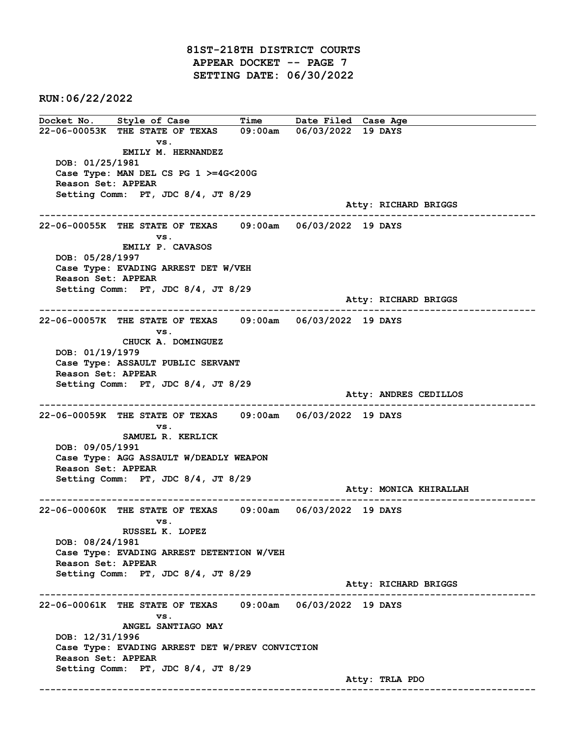# 81ST-218TH DISTRICT COURTS
## APPEAR DOCKET -- PAGE 7
## SETTING DATE: 06/30/2022

**RUN:06/22/2022**

| Docket No. | Style of Case | Time | Date Filed | Case Age |
|---|---|---|---|---|

**22-06-00053K** THE STATE OF TEXAS vs. EMILY M. HERNANDEZ — 09:00am — 06/03/2022 — 19 DAYS
DOB: 01/25/1981
Case Type: MAN DEL CS PG 1 >=4G<200G
Reason Set: APPEAR
Setting Comm: PT, JDC 8/4, JT 8/29
Atty: RICHARD BRIGGS

---

**22-06-00055K** THE STATE OF TEXAS vs. EMILY P. CAVASOS — 09:00am — 06/03/2022 — 19 DAYS
DOB: 05/28/1997
Case Type: EVADING ARREST DET W/VEH
Reason Set: APPEAR
Setting Comm: PT, JDC 8/4, JT 8/29
Atty: RICHARD BRIGGS

---

**22-06-00057K** THE STATE OF TEXAS vs. CHUCK A. DOMINGUEZ — 09:00am — 06/03/2022 — 19 DAYS
DOB: 01/19/1979
Case Type: ASSAULT PUBLIC SERVANT
Reason Set: APPEAR
Setting Comm: PT, JDC 8/4, JT 8/29
Atty: ANDRES CEDILLOS

---

**22-06-00059K** THE STATE OF TEXAS vs. SAMUEL R. KERLICK — 09:00am — 06/03/2022 — 19 DAYS
DOB: 09/05/1991
Case Type: AGG ASSAULT W/DEADLY WEAPON
Reason Set: APPEAR
Setting Comm: PT, JDC 8/4, JT 8/29
Atty: MONICA KHIRALLAH

---

**22-06-00060K** THE STATE OF TEXAS vs. RUSSEL K. LOPEZ — 09:00am — 06/03/2022 — 19 DAYS
DOB: 08/24/1981
Case Type: EVADING ARREST DETENTION W/VEH
Reason Set: APPEAR
Setting Comm: PT, JDC 8/4, JT 8/29
Atty: RICHARD BRIGGS

---

**22-06-00061K** THE STATE OF TEXAS vs. ANGEL SANTIAGO MAY — 09:00am — 06/03/2022 — 19 DAYS
DOB: 12/31/1996
Case Type: EVADING ARREST DET W/PREV CONVICTION
Reason Set: APPEAR
Setting Comm: PT, JDC 8/4, JT 8/29
Atty: TRLA PDO

---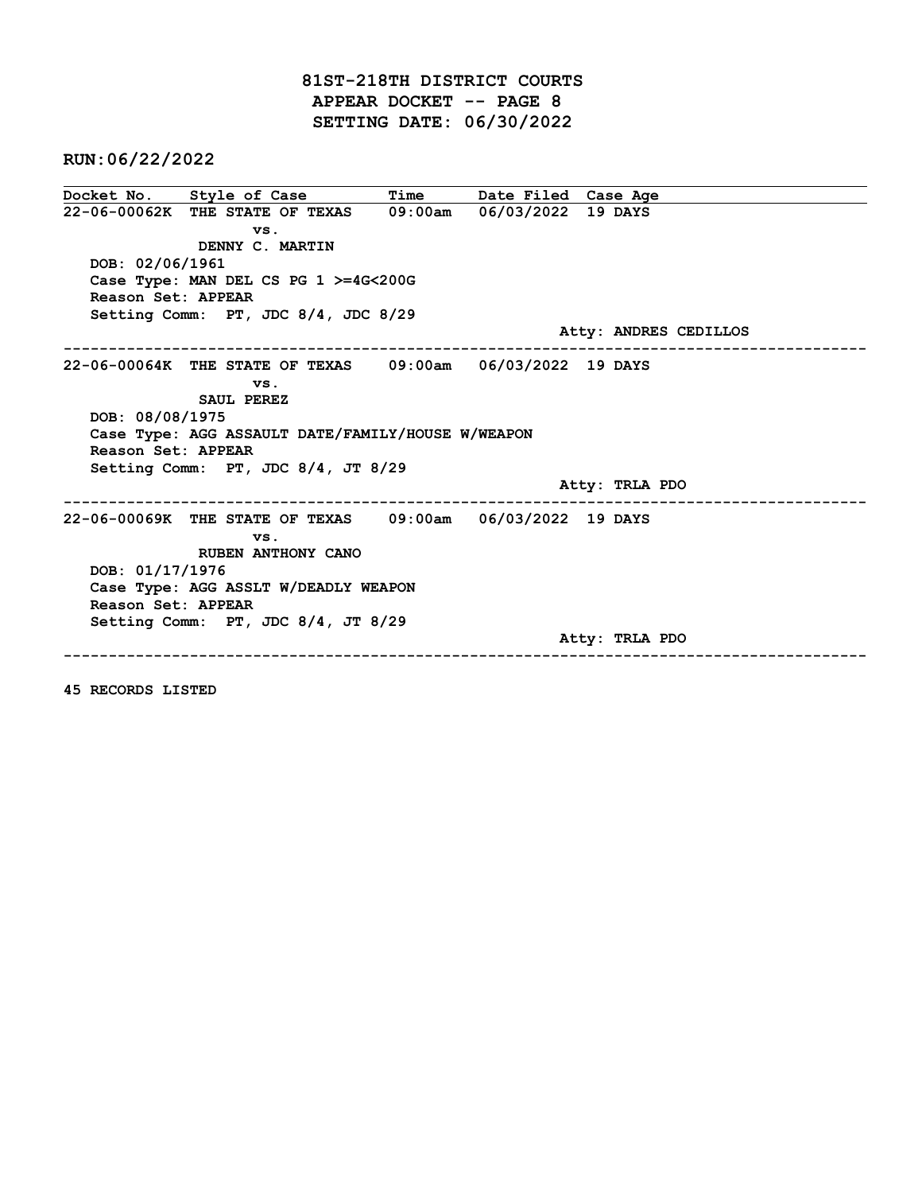# 81ST-218TH DISTRICT COURTS
## APPEAR DOCKET -- PAGE 8
## SETTING DATE: 06/30/2022

**RUN:06/22/2022**

| Docket No. | Style of Case | Time | Date Filed | Case Age |
|---|---|---|---|---|

**22-06-00062K** THE STATE OF TEXAS 09:00am 06/03/2022 19 DAYS

vs.

DENNY C. MARTIN

DOB: 02/06/1961

Case Type: MAN DEL CS PG 1 >=4G<200G

Reason Set: APPEAR

Setting Comm: PT, JDC 8/4, JDC 8/29

Atty: ANDRES CEDILLOS

---

**22-06-00064K** THE STATE OF TEXAS 09:00am 06/03/2022 19 DAYS

vs.

SAUL PEREZ

DOB: 08/08/1975

Case Type: AGG ASSAULT DATE/FAMILY/HOUSE W/WEAPON

Reason Set: APPEAR

Setting Comm: PT, JDC 8/4, JT 8/29

Atty: TRLA PDO

---

**22-06-00069K** THE STATE OF TEXAS 09:00am 06/03/2022 19 DAYS

vs.

RUBEN ANTHONY CANO

DOB: 01/17/1976

Case Type: AGG ASSLT W/DEADLY WEAPON

Reason Set: APPEAR

Setting Comm: PT, JDC 8/4, JT 8/29

Atty: TRLA PDO

---

45 RECORDS LISTED